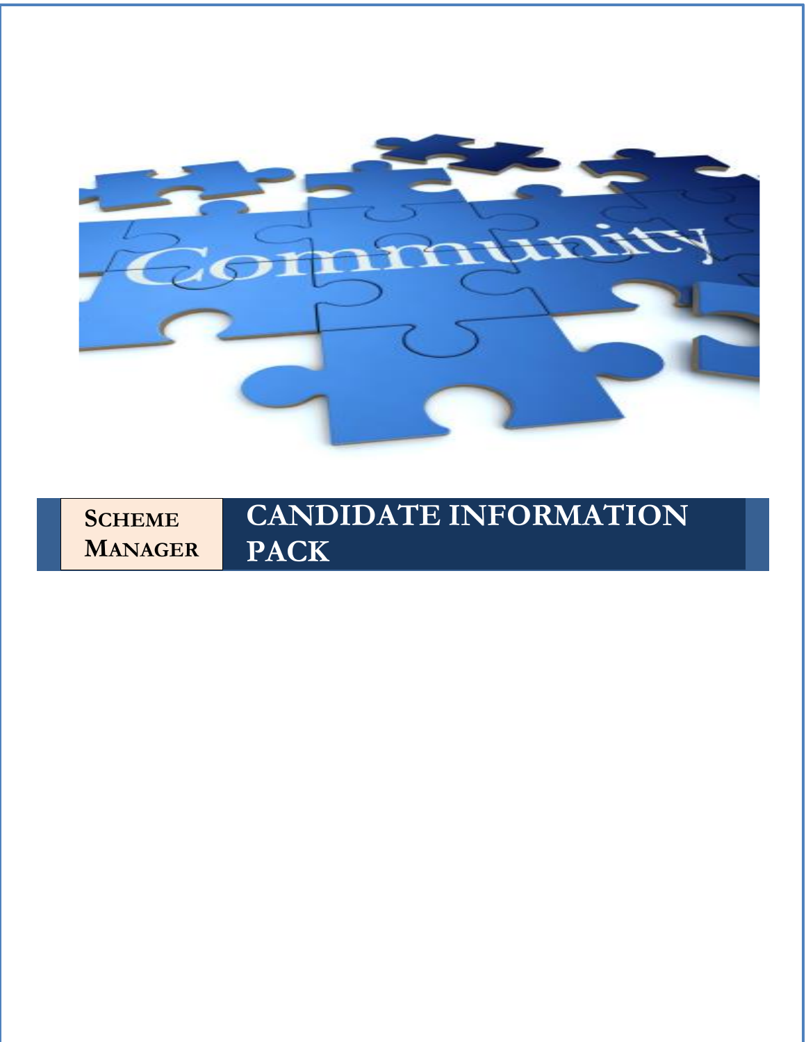**Scheme Manager**

# CANDIDATE INFORMATION PACK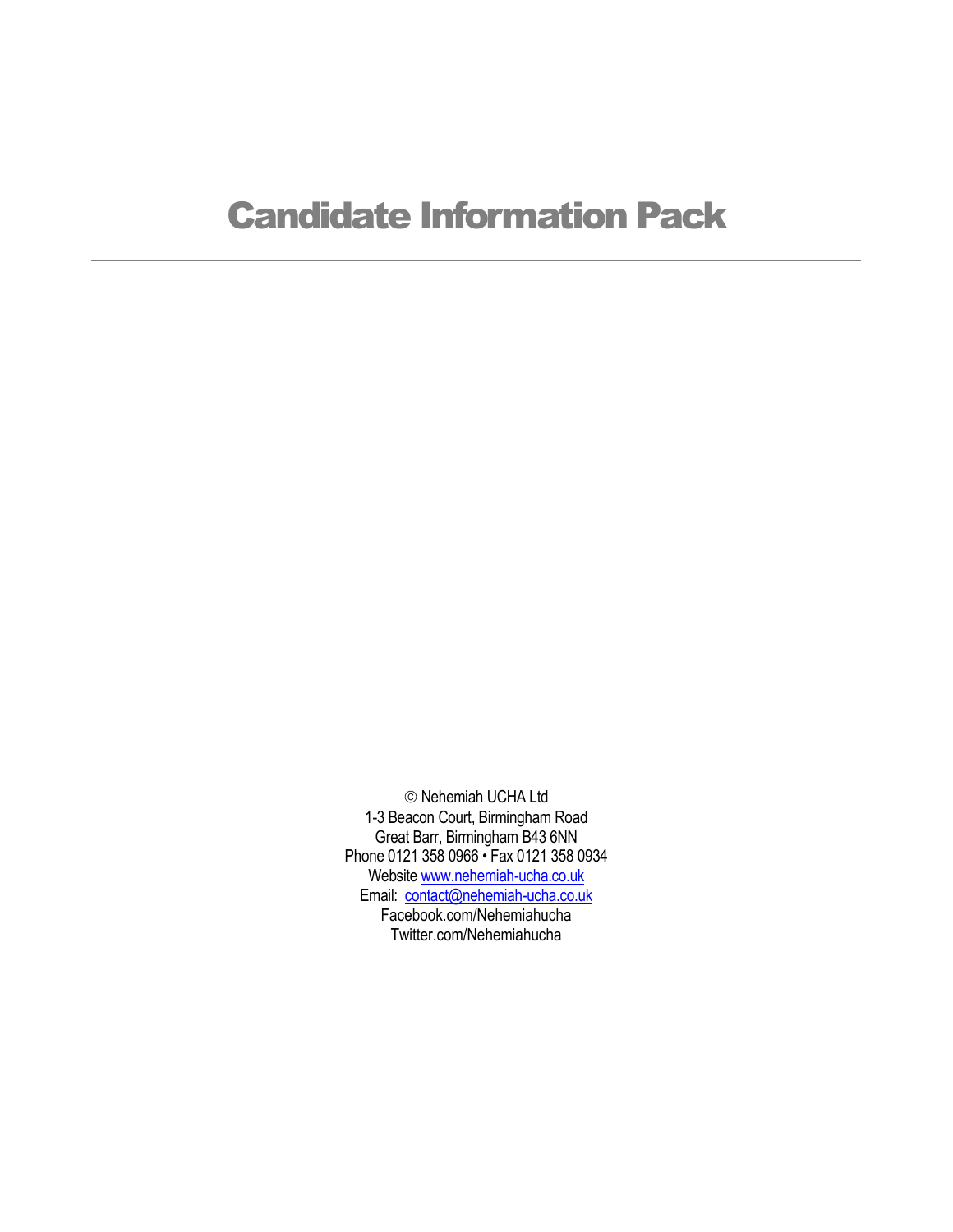# Candidate Information Pack

---

© Nehemiah UCHA Ltd
1-3 Beacon Court, Birmingham Road
Great Barr, Birmingham B43 6NN
Phone 0121 358 0966 • Fax 0121 358 0934
Website www.nehemiah-ucha.co.uk
Email: contact@nehemiah-ucha.co.uk
Facebook.com/Nehemiahucha
Twitter.com/Nehemiahucha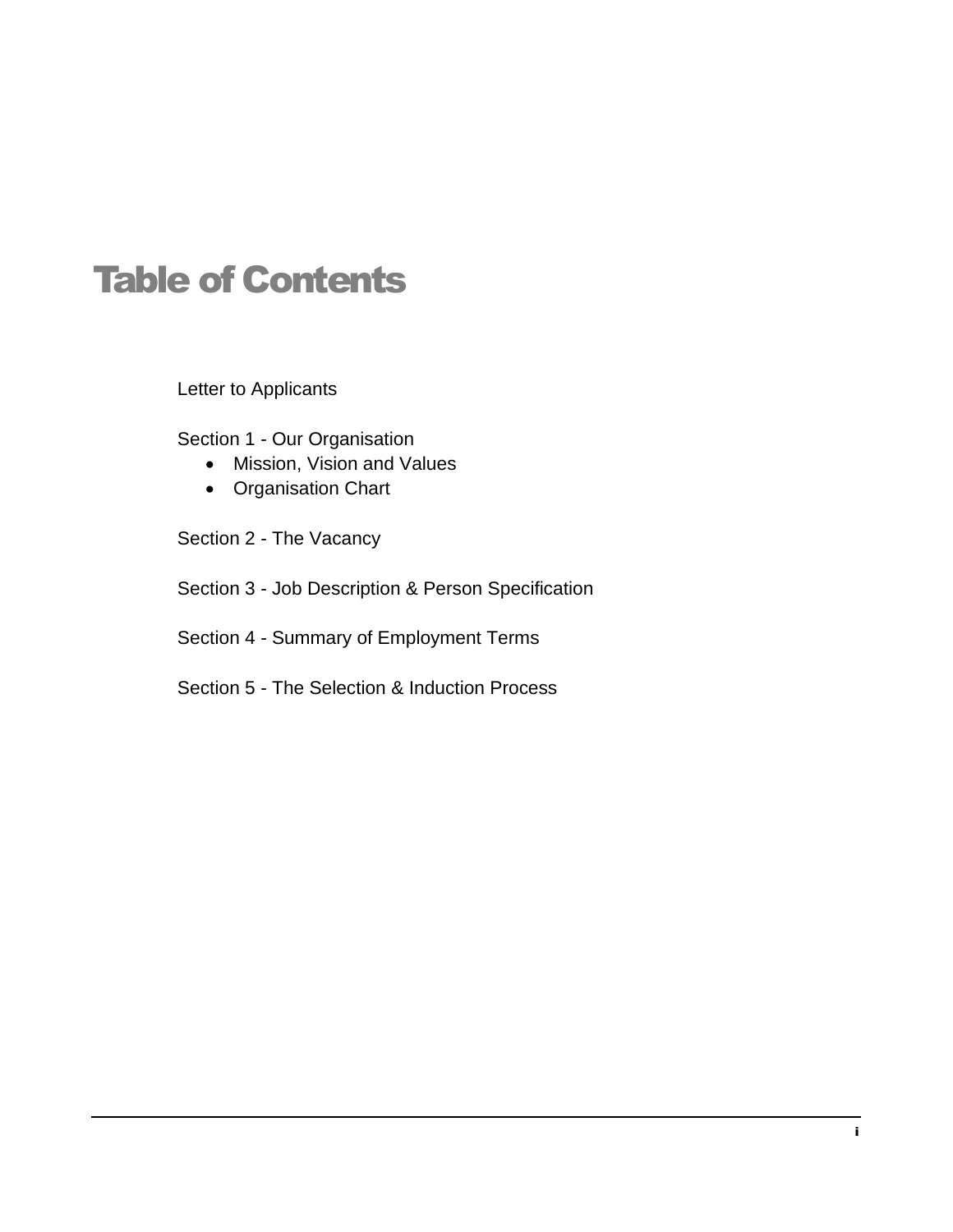# Table of Contents

Letter to Applicants

Section 1 - Our Organisation

- Mission, Vision and Values
- Organisation Chart

Section 2 - The Vacancy

Section 3 - Job Description & Person Specification

Section 4 - Summary of Employment Terms

Section 5 - The Selection & Induction Process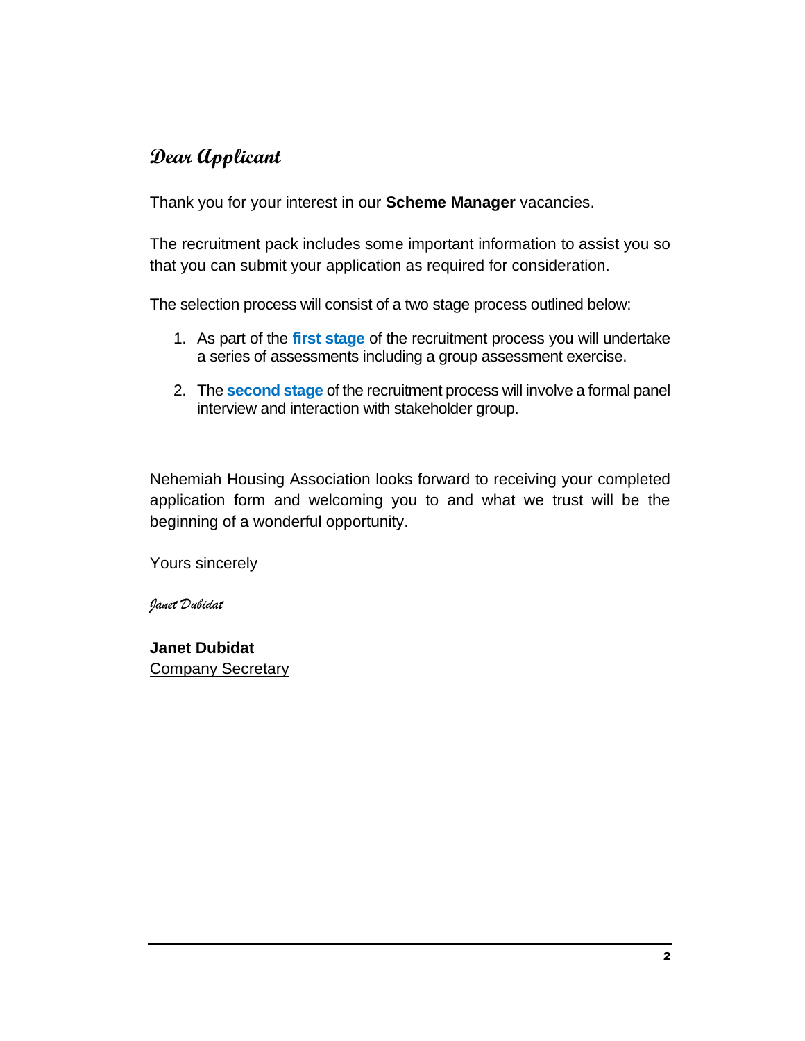## *Dear Applicant*

Thank you for your interest in our **Scheme Manager** vacancies.

The recruitment pack includes some important information to assist you so that you can submit your application as required for consideration.

The selection process will consist of a two stage process outlined below:

1. As part of the **first stage** of the recruitment process you will undertake a series of assessments including a group assessment exercise.

2. The **second stage** of the recruitment process will involve a formal panel interview and interaction with stakeholder group.

Nehemiah Housing Association looks forward to receiving your completed application form and welcoming you to and what we trust will be the beginning of a wonderful opportunity.

Yours sincerely

*Janet Dubidat*

**Janet Dubidat**
Company Secretary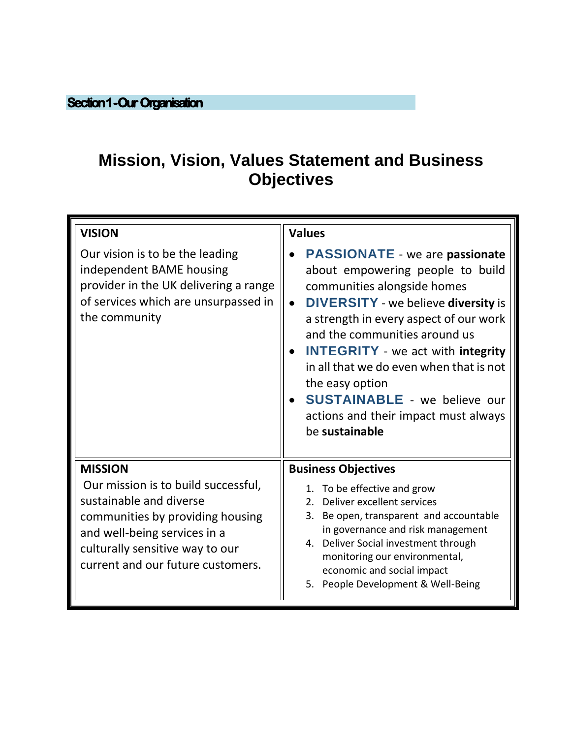## Section 1 - Our Organisation

# Mission, Vision, Values Statement and Business Objectives

**VISION**

Our vision is to be the leading independent BAME housing provider in the UK delivering a range of services which are unsurpassed in the community

**Values**

- **PASSIONATE** - we are **passionate** about empowering people to build communities alongside homes
- **DIVERSITY** - we believe **diversity** is a strength in every aspect of our work and the communities around us
- **INTEGRITY** - we act with **integrity** in all that we do even when that is not the easy option
- **SUSTAINABLE** - we believe our actions and their impact must always be **sustainable**

**MISSION**

Our mission is to build successful, sustainable and diverse communities by providing housing and well-being services in a culturally sensitive way to our current and our future customers.

**Business Objectives**

1. To be effective and grow
2. Deliver excellent services
3. Be open, transparent and accountable in governance and risk management
4. Deliver Social investment through monitoring our environmental, economic and social impact
5. People Development & Well-Being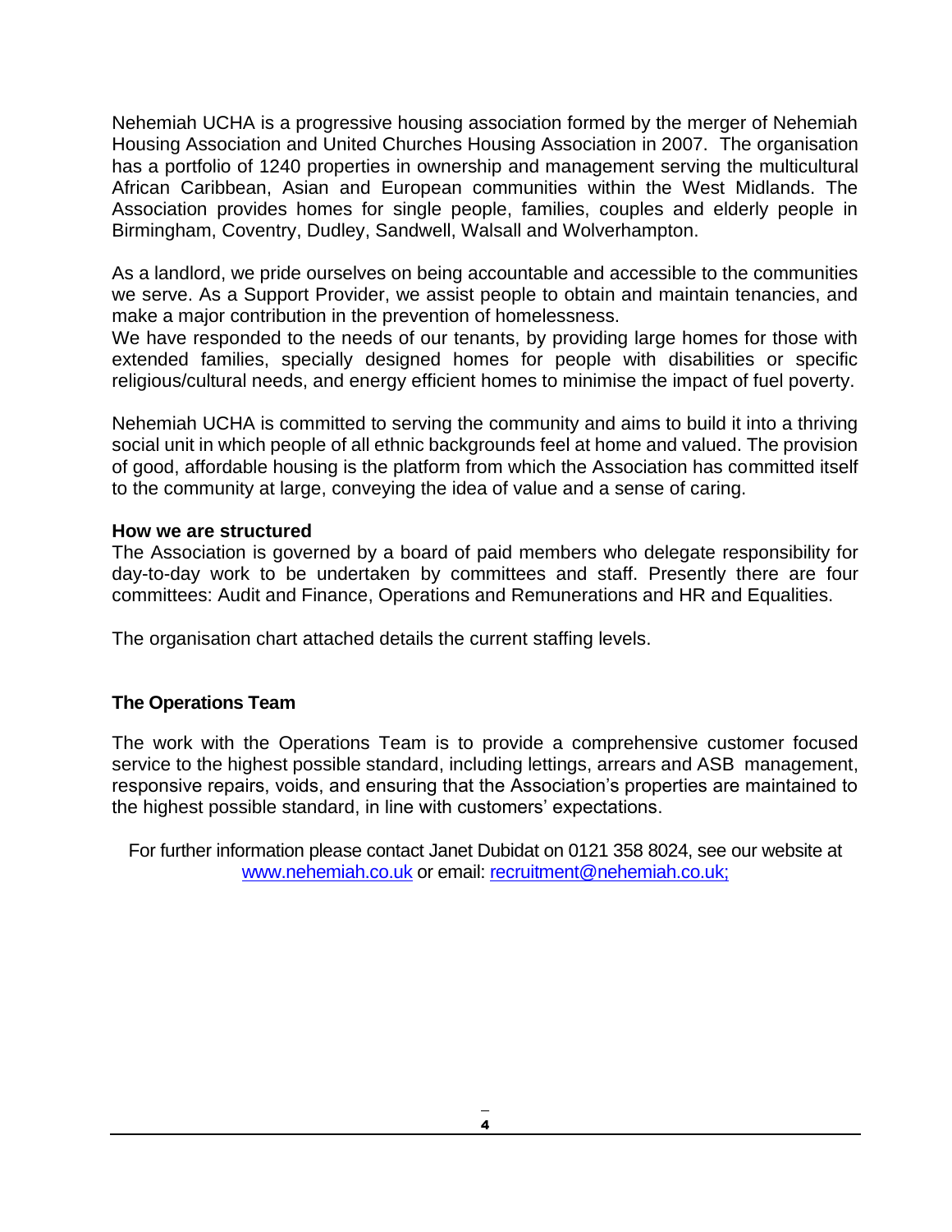Nehemiah UCHA is a progressive housing association formed by the merger of Nehemiah Housing Association and United Churches Housing Association in 2007. The organisation has a portfolio of 1240 properties in ownership and management serving the multicultural African Caribbean, Asian and European communities within the West Midlands. The Association provides homes for single people, families, couples and elderly people in Birmingham, Coventry, Dudley, Sandwell, Walsall and Wolverhampton.

As a landlord, we pride ourselves on being accountable and accessible to the communities we serve. As a Support Provider, we assist people to obtain and maintain tenancies, and make a major contribution in the prevention of homelessness.
We have responded to the needs of our tenants, by providing large homes for those with extended families, specially designed homes for people with disabilities or specific religious/cultural needs, and energy efficient homes to minimise the impact of fuel poverty.

Nehemiah UCHA is committed to serving the community and aims to build it into a thriving social unit in which people of all ethnic backgrounds feel at home and valued. The provision of good, affordable housing is the platform from which the Association has committed itself to the community at large, conveying the idea of value and a sense of caring.

**How we are structured**
The Association is governed by a board of paid members who delegate responsibility for day-to-day work to be undertaken by committees and staff. Presently there are four committees: Audit and Finance, Operations and Remunerations and HR and Equalities.

The organisation chart attached details the current staffing levels.

**The Operations Team**

The work with the Operations Team is to provide a comprehensive customer focused service to the highest possible standard, including lettings, arrears and ASB management, responsive repairs, voids, and ensuring that the Association's properties are maintained to the highest possible standard, in line with customers' expectations.

For further information please contact Janet Dubidat on 0121 358 8024, see our website at [www.nehemiah.co.uk](http://www.nehemiah.co.uk) or email: [recruitment@nehemiah.co.uk;](mailto:recruitment@nehemiah.co.uk)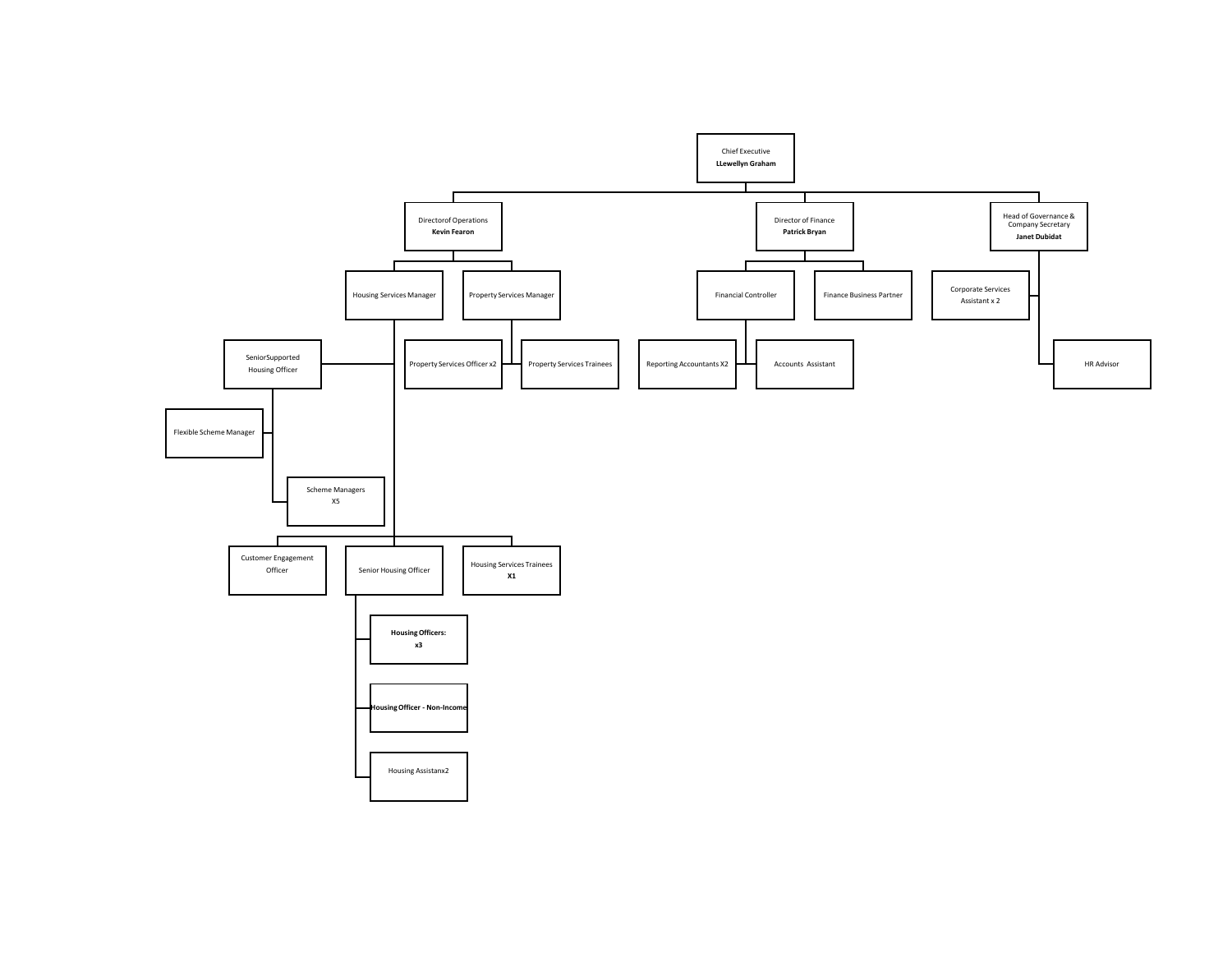- Chief Executive **LLewellyn Graham**
  - Directorof Operations **Kevin Fearon**
    - Housing Services Manager
      - SeniorSupported Housing Officer
        - Flexible Scheme Manager
        - Scheme Managers X5
      - Customer Engagement Officer
      - Senior Housing Officer
        - **Housing Officers: x3**
        - **Housing Officer - Non-Income**
        - Housing Assistanx2
      - Housing Services Trainees **X1**
    - Property Services Manager
      - Property Services Officer x2
      - Property Services Trainees
  - Director of Finance **Patrick Bryan**
    - Financial Controller
      - Reporting Accountants X2
      - Accounts Assistant
    - Finance Business Partner
  - Head of Governance & Company Secretary **Janet Dubidat**
    - Corporate Services Assistant x 2
    - HR Advisor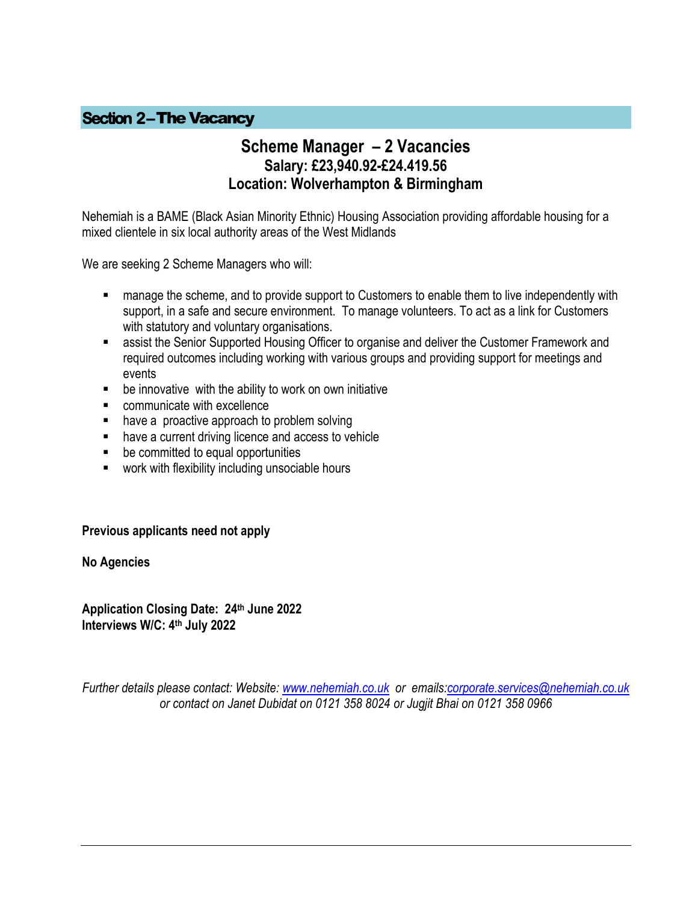## Section 2 – The Vacancy

### Scheme Manager – 2 Vacancies

**Salary: £23,940.92-£24.419.56**

**Location: Wolverhampton & Birmingham**

Nehemiah is a BAME (Black Asian Minority Ethnic) Housing Association providing affordable housing for a mixed clientele in six local authority areas of the West Midlands

We are seeking 2 Scheme Managers who will:

- manage the scheme, and to provide support to Customers to enable them to live independently with support, in a safe and secure environment. To manage volunteers. To act as a link for Customers with statutory and voluntary organisations.
- assist the Senior Supported Housing Officer to organise and deliver the Customer Framework and required outcomes including working with various groups and providing support for meetings and events
- be innovative with the ability to work on own initiative
- communicate with excellence
- have a proactive approach to problem solving
- have a current driving licence and access to vehicle
- be committed to equal opportunities
- work with flexibility including unsociable hours

**Previous applicants need not apply**

**No Agencies**

**Application Closing Date: 24th June 2022**
**Interviews W/C: 4th July 2022**

*Further details please contact: Website: www.nehemiah.co.uk or emails:corporate.services@nehemiah.co.uk or contact on Janet Dubidat on 0121 358 8024 or Jugjit Bhai on 0121 358 0966*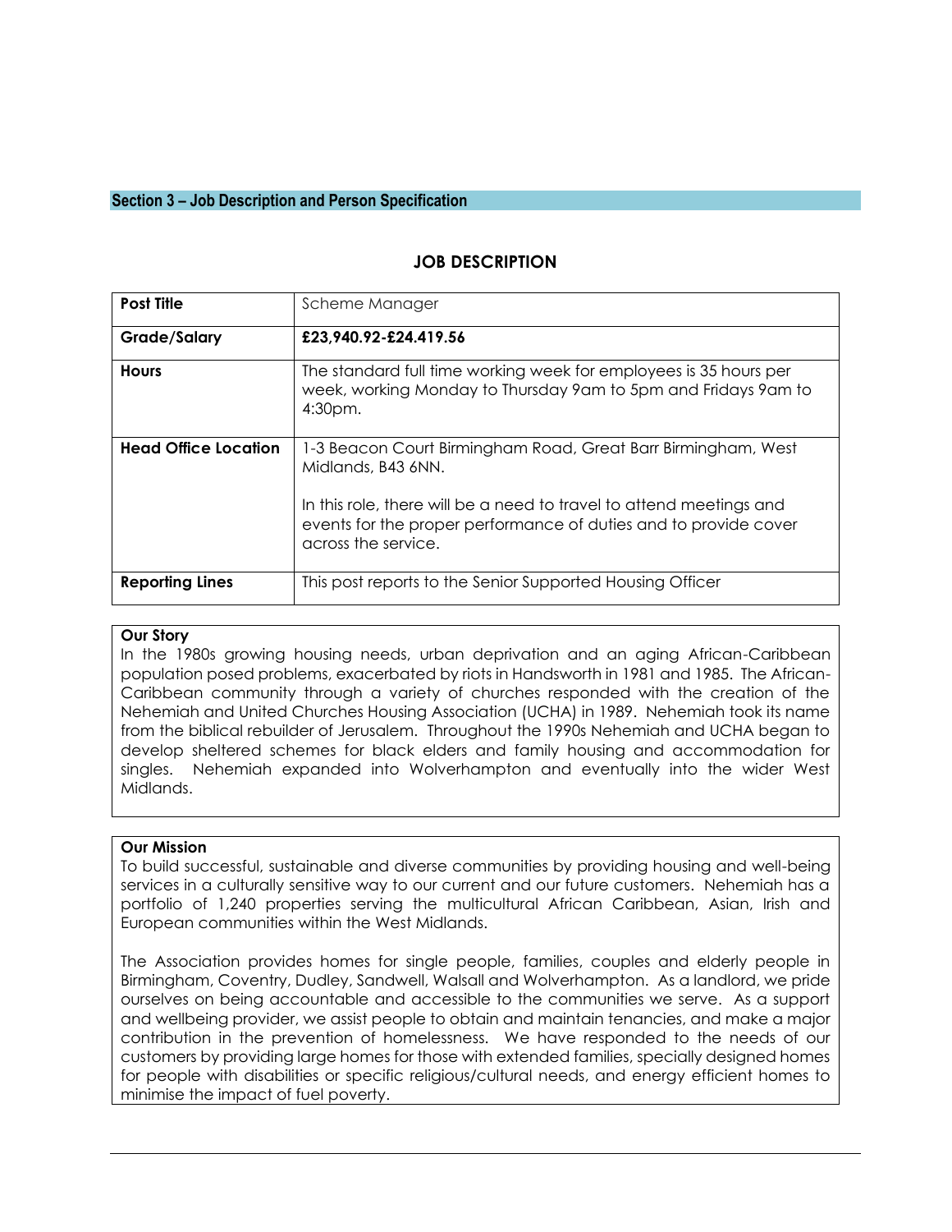## Section 3 – Job Description and Person Specification

### JOB DESCRIPTION

| Post Title | Scheme Manager |
|---|---|
| **Grade/Salary** | **£23,940.92-£24.419.56** |
| **Hours** | The standard full time working week for employees is 35 hours per week, working Monday to Thursday 9am to 5pm and Fridays 9am to 4:30pm. |
| **Head Office Location** | 1-3 Beacon Court Birmingham Road, Great Barr Birmingham, West Midlands, B43 6NN.<br><br>In this role, there will be a need to travel to attend meetings and events for the proper performance of duties and to provide cover across the service. |
| **Reporting Lines** | This post reports to the Senior Supported Housing Officer |

**Our Story**

In the 1980s growing housing needs, urban deprivation and an aging African-Caribbean population posed problems, exacerbated by riots in Handsworth in 1981 and 1985. The African-Caribbean community through a variety of churches responded with the creation of the Nehemiah and United Churches Housing Association (UCHA) in 1989. Nehemiah took its name from the biblical rebuilder of Jerusalem. Throughout the 1990s Nehemiah and UCHA began to develop sheltered schemes for black elders and family housing and accommodation for singles. Nehemiah expanded into Wolverhampton and eventually into the wider West Midlands.

**Our Mission**

To build successful, sustainable and diverse communities by providing housing and well-being services in a culturally sensitive way to our current and our future customers. Nehemiah has a portfolio of 1,240 properties serving the multicultural African Caribbean, Asian, Irish and European communities within the West Midlands.

The Association provides homes for single people, families, couples and elderly people in Birmingham, Coventry, Dudley, Sandwell, Walsall and Wolverhampton. As a landlord, we pride ourselves on being accountable and accessible to the communities we serve. As a support and wellbeing provider, we assist people to obtain and maintain tenancies, and make a major contribution in the prevention of homelessness. We have responded to the needs of our customers by providing large homes for those with extended families, specially designed homes for people with disabilities or specific religious/cultural needs, and energy efficient homes to minimise the impact of fuel poverty.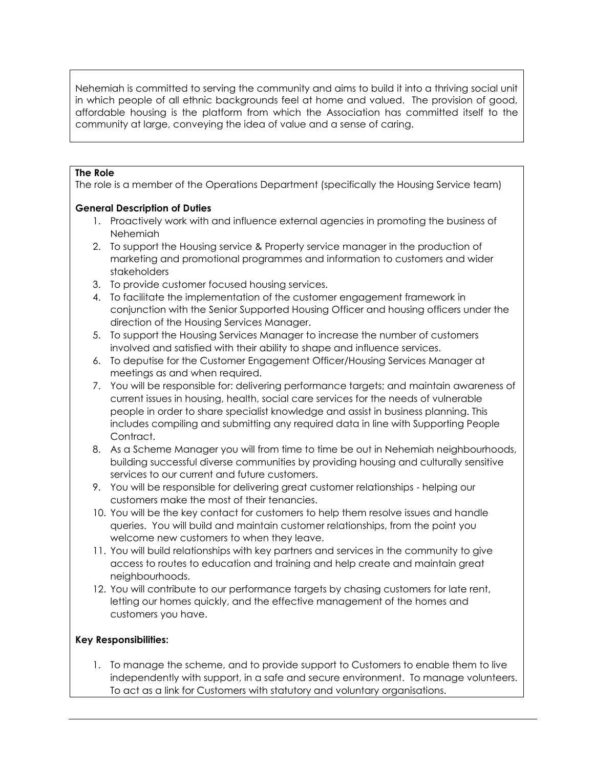Nehemiah is committed to serving the community and aims to build it into a thriving social unit in which people of all ethnic backgrounds feel at home and valued. The provision of good, affordable housing is the platform from which the Association has committed itself to the community at large, conveying the idea of value and a sense of caring.

**The Role**

The role is a member of the Operations Department (specifically the Housing Service team)

**General Description of Duties**

1. Proactively work with and influence external agencies in promoting the business of Nehemiah
2. To support the Housing service & Property service manager in the production of marketing and promotional programmes and information to customers and wider stakeholders
3. To provide customer focused housing services.
4. To facilitate the implementation of the customer engagement framework in conjunction with the Senior Supported Housing Officer and housing officers under the direction of the Housing Services Manager.
5. To support the Housing Services Manager to increase the number of customers involved and satisfied with their ability to shape and influence services.
6. To deputise for the Customer Engagement Officer/Housing Services Manager at meetings as and when required.
7. You will be responsible for: delivering performance targets; and maintain awareness of current issues in housing, health, social care services for the needs of vulnerable people in order to share specialist knowledge and assist in business planning. This includes compiling and submitting any required data in line with Supporting People Contract.
8. As a Scheme Manager you will from time to time be out in Nehemiah neighbourhoods, building successful diverse communities by providing housing and culturally sensitive services to our current and future customers.
9. You will be responsible for delivering great customer relationships - helping our customers make the most of their tenancies.
10. You will be the key contact for customers to help them resolve issues and handle queries. You will build and maintain customer relationships, from the point you welcome new customers to when they leave.
11. You will build relationships with key partners and services in the community to give access to routes to education and training and help create and maintain great neighbourhoods.
12. You will contribute to our performance targets by chasing customers for late rent, letting our homes quickly, and the effective management of the homes and customers you have.

**Key Responsibilities:**

1. To manage the scheme, and to provide support to Customers to enable them to live independently with support, in a safe and secure environment. To manage volunteers. To act as a link for Customers with statutory and voluntary organisations.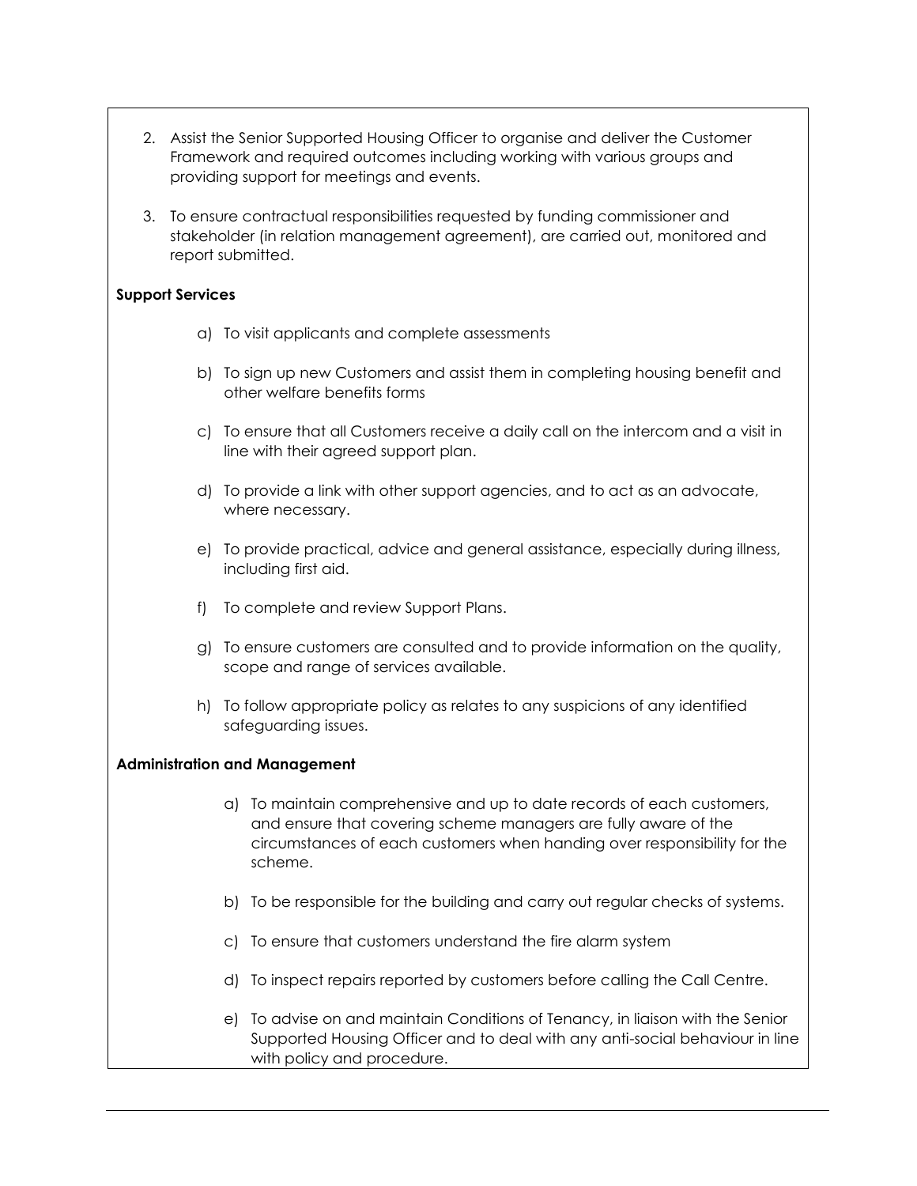2. Assist the Senior Supported Housing Officer to organise and deliver the Customer Framework and required outcomes including working with various groups and providing support for meetings and events.

3. To ensure contractual responsibilities requested by funding commissioner and stakeholder (in relation management agreement), are carried out, monitored and report submitted.

**Support Services**

a) To visit applicants and complete assessments

b) To sign up new Customers and assist them in completing housing benefit and other welfare benefits forms

c) To ensure that all Customers receive a daily call on the intercom and a visit in line with their agreed support plan.

d) To provide a link with other support agencies, and to act as an advocate, where necessary.

e) To provide practical, advice and general assistance, especially during illness, including first aid.

f) To complete and review Support Plans.

g) To ensure customers are consulted and to provide information on the quality, scope and range of services available.

h) To follow appropriate policy as relates to any suspicions of any identified safeguarding issues.

**Administration and Management**

a) To maintain comprehensive and up to date records of each customers, and ensure that covering scheme managers are fully aware of the circumstances of each customers when handing over responsibility for the scheme.

b) To be responsible for the building and carry out regular checks of systems.

c) To ensure that customers understand the fire alarm system

d) To inspect repairs reported by customers before calling the Call Centre.

e) To advise on and maintain Conditions of Tenancy, in liaison with the Senior Supported Housing Officer and to deal with any anti-social behaviour in line with policy and procedure.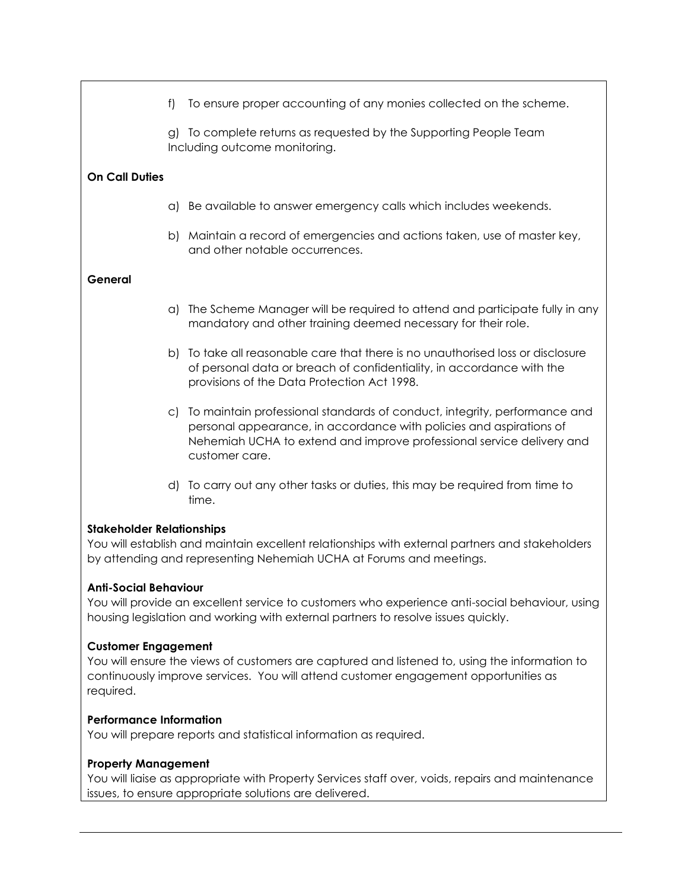f) To ensure proper accounting of any monies collected on the scheme.

g) To complete returns as requested by the Supporting People Team Including outcome monitoring.

**On Call Duties**

a) Be available to answer emergency calls which includes weekends.

b) Maintain a record of emergencies and actions taken, use of master key, and other notable occurrences.

**General**

a) The Scheme Manager will be required to attend and participate fully in any mandatory and other training deemed necessary for their role.

b) To take all reasonable care that there is no unauthorised loss or disclosure of personal data or breach of confidentiality, in accordance with the provisions of the Data Protection Act 1998.

c) To maintain professional standards of conduct, integrity, performance and personal appearance, in accordance with policies and aspirations of Nehemiah UCHA to extend and improve professional service delivery and customer care.

d) To carry out any other tasks or duties, this may be required from time to time.

**Stakeholder Relationships**
You will establish and maintain excellent relationships with external partners and stakeholders by attending and representing Nehemiah UCHA at Forums and meetings.

**Anti-Social Behaviour**
You will provide an excellent service to customers who experience anti-social behaviour, using housing legislation and working with external partners to resolve issues quickly.

**Customer Engagement**
You will ensure the views of customers are captured and listened to, using the information to continuously improve services. You will attend customer engagement opportunities as required.

**Performance Information**
You will prepare reports and statistical information as required.

**Property Management**
You will liaise as appropriate with Property Services staff over, voids, repairs and maintenance issues, to ensure appropriate solutions are delivered.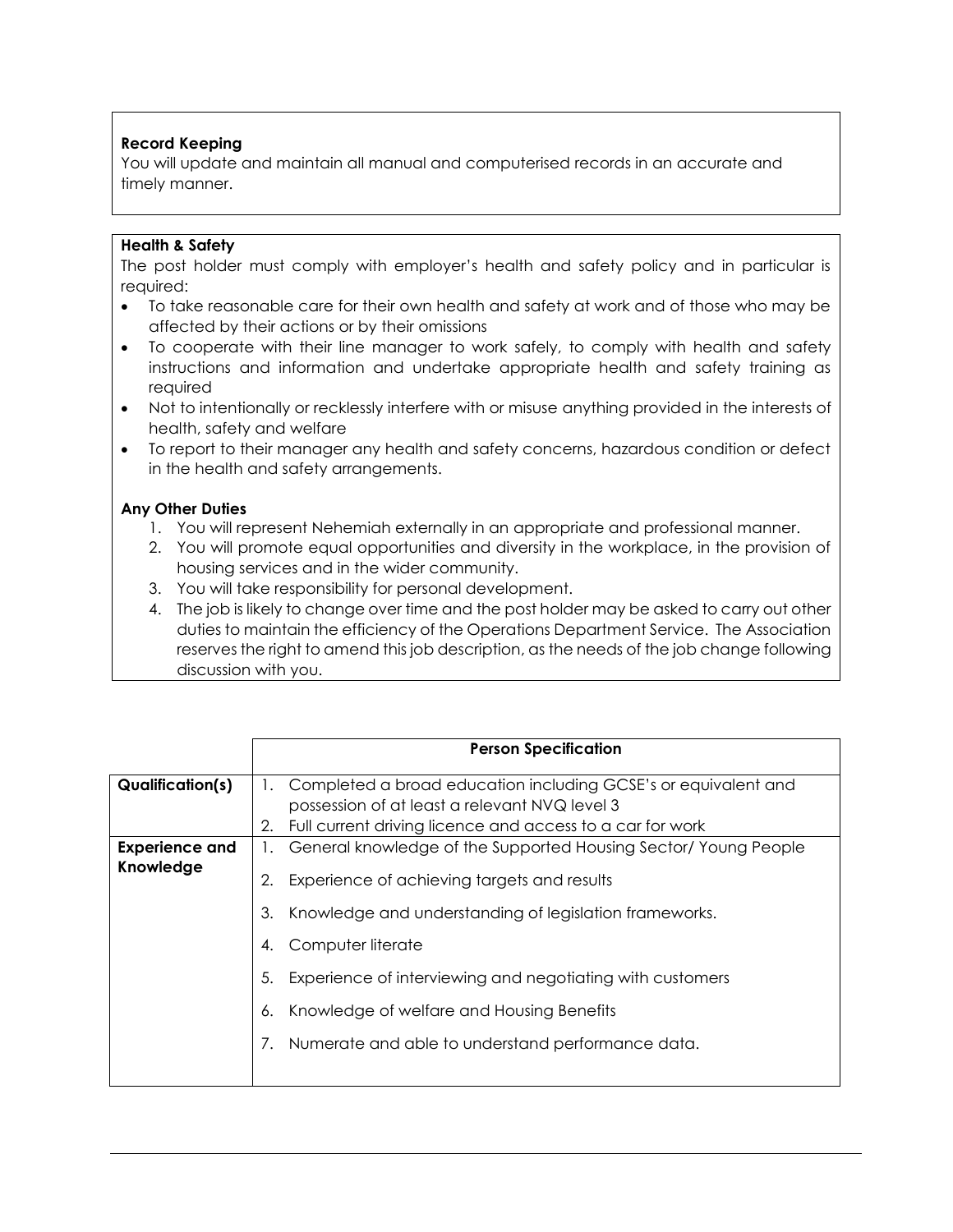**Record Keeping**

You will update and maintain all manual and computerised records in an accurate and timely manner.

**Health & Safety**

The post holder must comply with employer's health and safety policy and in particular is required:

- To take reasonable care for their own health and safety at work and of those who may be affected by their actions or by their omissions
- To cooperate with their line manager to work safely, to comply with health and safety instructions and information and undertake appropriate health and safety training as required
- Not to intentionally or recklessly interfere with or misuse anything provided in the interests of health, safety and welfare
- To report to their manager any health and safety concerns, hazardous condition or defect in the health and safety arrangements.

**Any Other Duties**

1. You will represent Nehemiah externally in an appropriate and professional manner.
2. You will promote equal opportunities and diversity in the workplace, in the provision of housing services and in the wider community.
3. You will take responsibility for personal development.
4. The job is likely to change over time and the post holder may be asked to carry out other duties to maintain the efficiency of the Operations Department Service. The Association reserves the right to amend this job description, as the needs of the job change following discussion with you.

| | Person Specification |
|---|---|
| **Qualification(s)** | 1. Completed a broad education including GCSE's or equivalent and possession of at least a relevant NVQ level 3<br>2. Full current driving licence and access to a car for work |
| **Experience and Knowledge** | 1. General knowledge of the Supported Housing Sector/ Young People<br>2. Experience of achieving targets and results<br>3. Knowledge and understanding of legislation frameworks.<br>4. Computer literate<br>5. Experience of interviewing and negotiating with customers<br>6. Knowledge of welfare and Housing Benefits<br>7. Numerate and able to understand performance data. |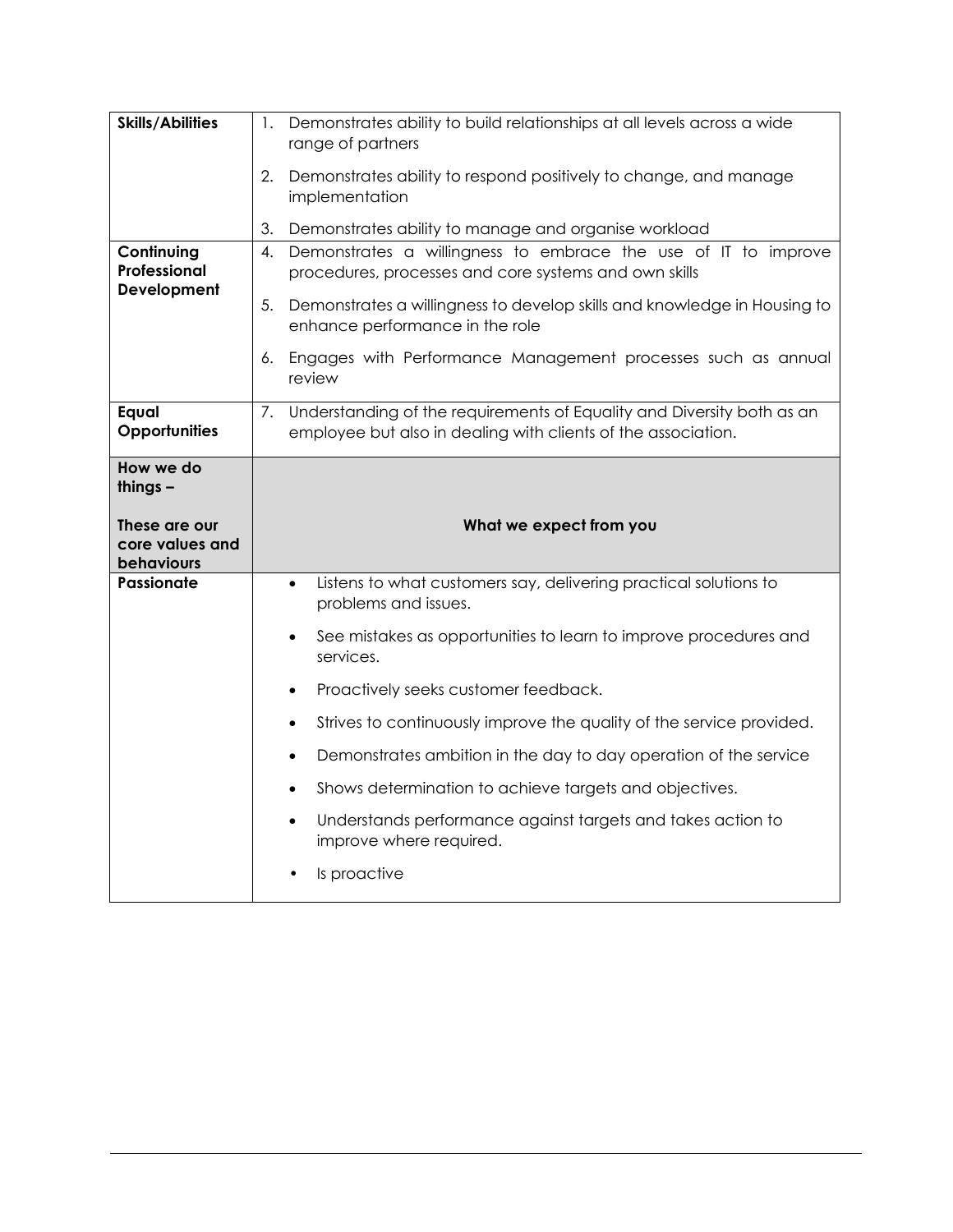| | |
|---|---|
| **Skills/Abilities** | 1. Demonstrates ability to build relationships at all levels across a wide range of partners<br>2. Demonstrates ability to respond positively to change, and manage implementation<br>3. Demonstrates ability to manage and organise workload |
| **Continuing Professional Development** | 4. Demonstrates a willingness to embrace the use of IT to improve procedures, processes and core systems and own skills<br>5. Demonstrates a willingness to develop skills and knowledge in Housing to enhance performance in the role<br>6. Engages with Performance Management processes such as annual review |
| **Equal Opportunities** | 7. Understanding of the requirements of Equality and Diversity both as an employee but also in dealing with clients of the association. |
| **How we do things – These are our core values and behaviours** | **What we expect from you** |
| **Passionate** | • Listens to what customers say, delivering practical solutions to problems and issues.<br>• See mistakes as opportunities to learn to improve procedures and services.<br>• Proactively seeks customer feedback.<br>• Strives to continuously improve the quality of the service provided.<br>• Demonstrates ambition in the day to day operation of the service<br>• Shows determination to achieve targets and objectives.<br>• Understands performance against targets and takes action to improve where required.<br>• Is proactive |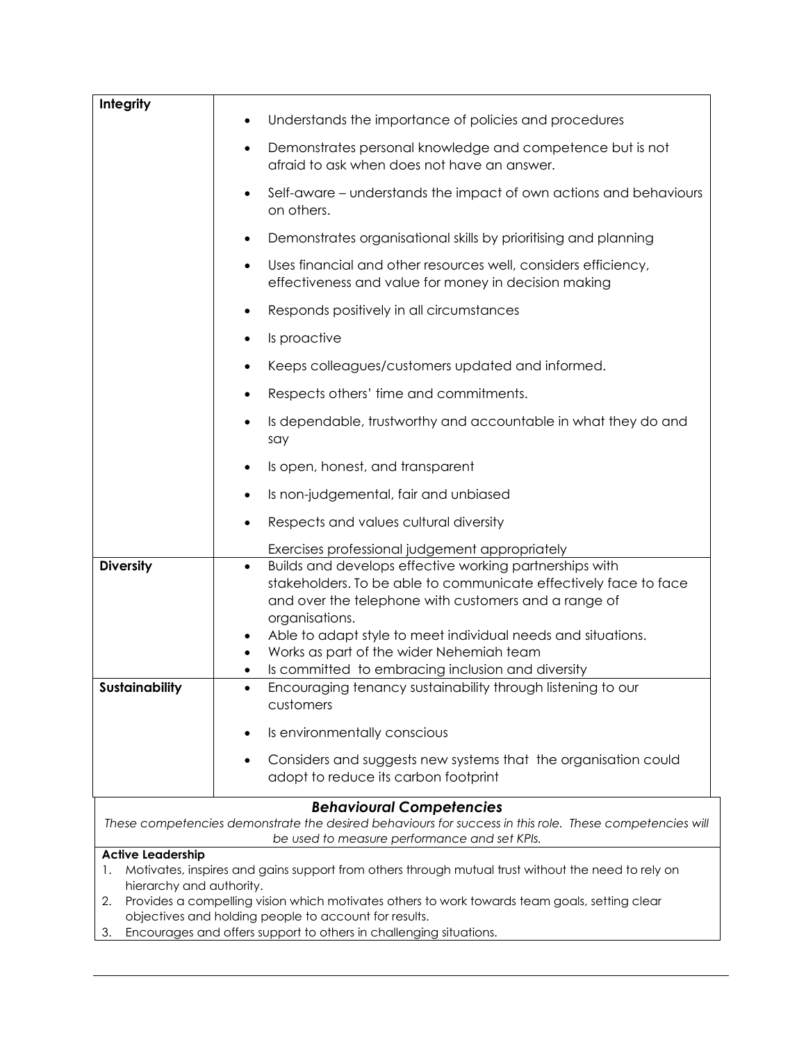| | |
|---|---|
| **Integrity** | • Understands the importance of policies and procedures<br>• Demonstrates personal knowledge and competence but is not afraid to ask when does not have an answer.<br>• Self-aware – understands the impact of own actions and behaviours on others.<br>• Demonstrates organisational skills by prioritising and planning<br>• Uses financial and other resources well, considers efficiency, effectiveness and value for money in decision making<br>• Responds positively in all circumstances<br>• Is proactive<br>• Keeps colleagues/customers updated and informed.<br>• Respects others' time and commitments.<br>• Is dependable, trustworthy and accountable in what they do and say<br>• Is open, honest, and transparent<br>• Is non-judgemental, fair and unbiased<br>• Respects and values cultural diversity<br>Exercises professional judgement appropriately |
| **Diversity** | • Builds and develops effective working partnerships with stakeholders. To be able to communicate effectively face to face and over the telephone with customers and a range of organisations.<br>• Able to adapt style to meet individual needs and situations.<br>• Works as part of the wider Nehemiah team<br>• Is committed to embracing inclusion and diversity |
| **Sustainability** | • Encouraging tenancy sustainability through listening to our customers<br>• Is environmentally conscious<br>• Considers and suggests new systems that the organisation could adopt to reduce its carbon footprint |

### *Behavioural Competencies*

*These competencies demonstrate the desired behaviours for success in this role. These competencies will be used to measure performance and set KPIs.*

**Active Leadership**

1. Motivates, inspires and gains support from others through mutual trust without the need to rely on hierarchy and authority.
2. Provides a compelling vision which motivates others to work towards team goals, setting clear objectives and holding people to account for results.
3. Encourages and offers support to others in challenging situations.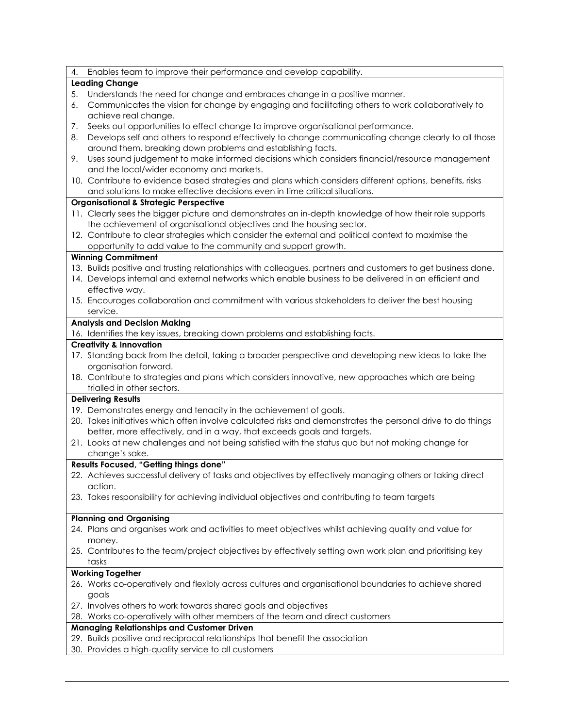4. Enables team to improve their performance and develop capability.

**Leading Change**

5. Understands the need for change and embraces change in a positive manner.
6. Communicates the vision for change by engaging and facilitating others to work collaboratively to achieve real change.
7. Seeks out opportunities to effect change to improve organisational performance.
8. Develops self and others to respond effectively to change communicating change clearly to all those around them, breaking down problems and establishing facts.
9. Uses sound judgement to make informed decisions which considers financial/resource management and the local/wider economy and markets.
10. Contribute to evidence based strategies and plans which considers different options, benefits, risks and solutions to make effective decisions even in time critical situations.

**Organisational & Strategic Perspective**

11. Clearly sees the bigger picture and demonstrates an in-depth knowledge of how their role supports the achievement of organisational objectives and the housing sector.
12. Contribute to clear strategies which consider the external and political context to maximise the opportunity to add value to the community and support growth.

**Winning Commitment**

13. Builds positive and trusting relationships with colleagues, partners and customers to get business done.
14. Develops internal and external networks which enable business to be delivered in an efficient and effective way.
15. Encourages collaboration and commitment with various stakeholders to deliver the best housing service.

**Analysis and Decision Making**

16. Identifies the key issues, breaking down problems and establishing facts.

**Creativity & Innovation**

17. Standing back from the detail, taking a broader perspective and developing new ideas to take the organisation forward.
18. Contribute to strategies and plans which considers innovative, new approaches which are being trialled in other sectors.

**Delivering Results**

19. Demonstrates energy and tenacity in the achievement of goals.
20. Takes initiatives which often involve calculated risks and demonstrates the personal drive to do things better, more effectively, and in a way, that exceeds goals and targets.
21. Looks at new challenges and not being satisfied with the status quo but not making change for change's sake.

**Results Focused, "Getting things done"**

22. Achieves successful delivery of tasks and objectives by effectively managing others or taking direct action.
23. Takes responsibility for achieving individual objectives and contributing to team targets

**Planning and Organising**

24. Plans and organises work and activities to meet objectives whilst achieving quality and value for money.
25. Contributes to the team/project objectives by effectively setting own work plan and prioritising key tasks

**Working Together**

26. Works co-operatively and flexibly across cultures and organisational boundaries to achieve shared goals
27. Involves others to work towards shared goals and objectives
28. Works co-operatively with other members of the team and direct customers

**Managing Relationships and Customer Driven**

29. Builds positive and reciprocal relationships that benefit the association
30. Provides a high-quality service to all customers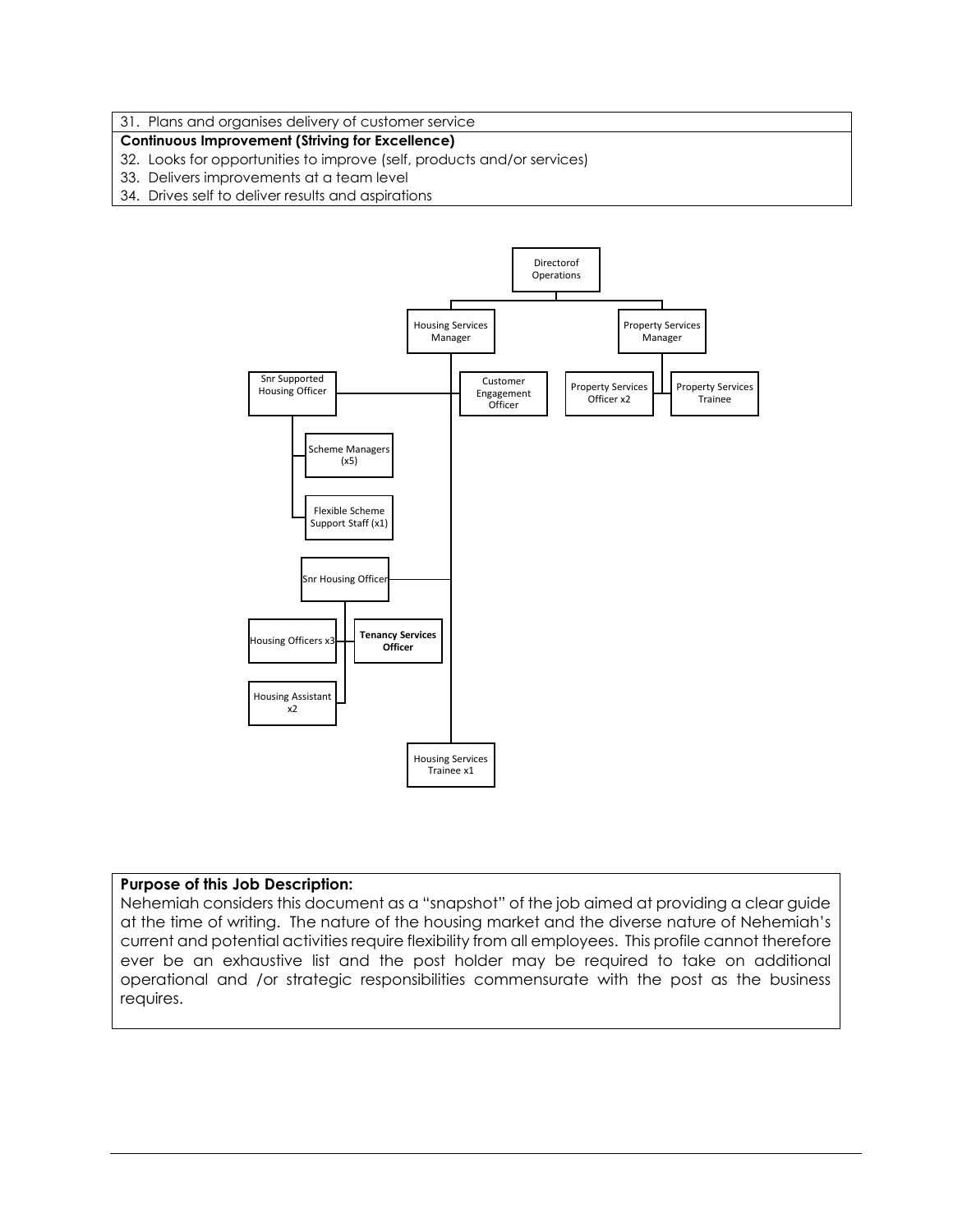31. Plans and organises delivery of customer service

**Continuous Improvement (Striving for Excellence)**

32. Looks for opportunities to improve (self, products and/or services)
33. Delivers improvements at a team level
34. Drives self to deliver results and aspirations

- Directorof Operations
  - Housing Services Manager
    - Customer Engagement Officer
    - Snr Supported Housing Officer
      - Scheme Managers (x5)
      - Flexible Scheme Support Staff (x1)
    - Snr Housing Officer
      - Housing Officers x3
      - **Tenancy Services Officer**
      - Housing Assistant x2
    - Housing Services Trainee x1
  - Property Services Manager
    - Property Services Officer x2
    - Property Services Trainee

**Purpose of this Job Description:**

Nehemiah considers this document as a "snapshot" of the job aimed at providing a clear guide at the time of writing. The nature of the housing market and the diverse nature of Nehemiah's current and potential activities require flexibility from all employees. This profile cannot therefore ever be an exhaustive list and the post holder may be required to take on additional operational and /or strategic responsibilities commensurate with the post as the business requires.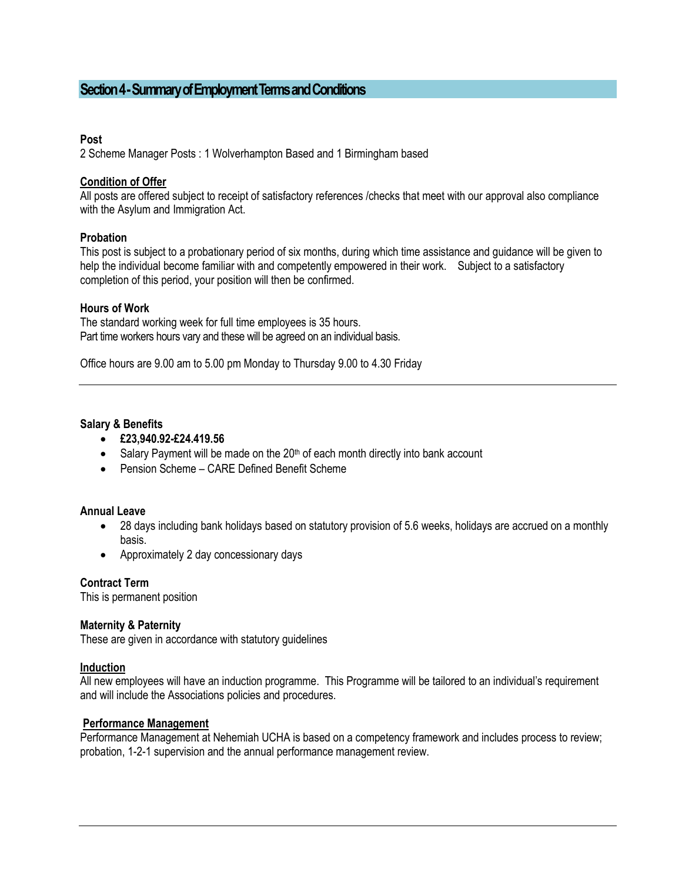## Section 4 - Summary of Employment Terms and Conditions

**Post**
2 Scheme Manager Posts : 1 Wolverhampton Based and 1 Birmingham based

**Condition of Offer**
All posts are offered subject to receipt of satisfactory references /checks that meet with our approval also compliance with the Asylum and Immigration Act.

**Probation**
This post is subject to a probationary period of six months, during which time assistance and guidance will be given to help the individual become familiar with and competently empowered in their work. Subject to a satisfactory completion of this period, your position will then be confirmed.

**Hours of Work**
The standard working week for full time employees is 35 hours.
Part time workers hours vary and these will be agreed on an individual basis.

Office hours are 9.00 am to 5.00 pm Monday to Thursday 9.00 to 4.30 Friday

---

**Salary & Benefits**

- **£23,940.92-£24.419.56**
- Salary Payment will be made on the 20th of each month directly into bank account
- Pension Scheme – CARE Defined Benefit Scheme

**Annual Leave**

- 28 days including bank holidays based on statutory provision of 5.6 weeks, holidays are accrued on a monthly basis.
- Approximately 2 day concessionary days

**Contract Term**
This is permanent position

**Maternity & Paternity**
These are given in accordance with statutory guidelines

**Induction**
All new employees will have an induction programme. This Programme will be tailored to an individual's requirement and will include the Associations policies and procedures.

**Performance Management**
Performance Management at Nehemiah UCHA is based on a competency framework and includes process to review; probation, 1-2-1 supervision and the annual performance management review.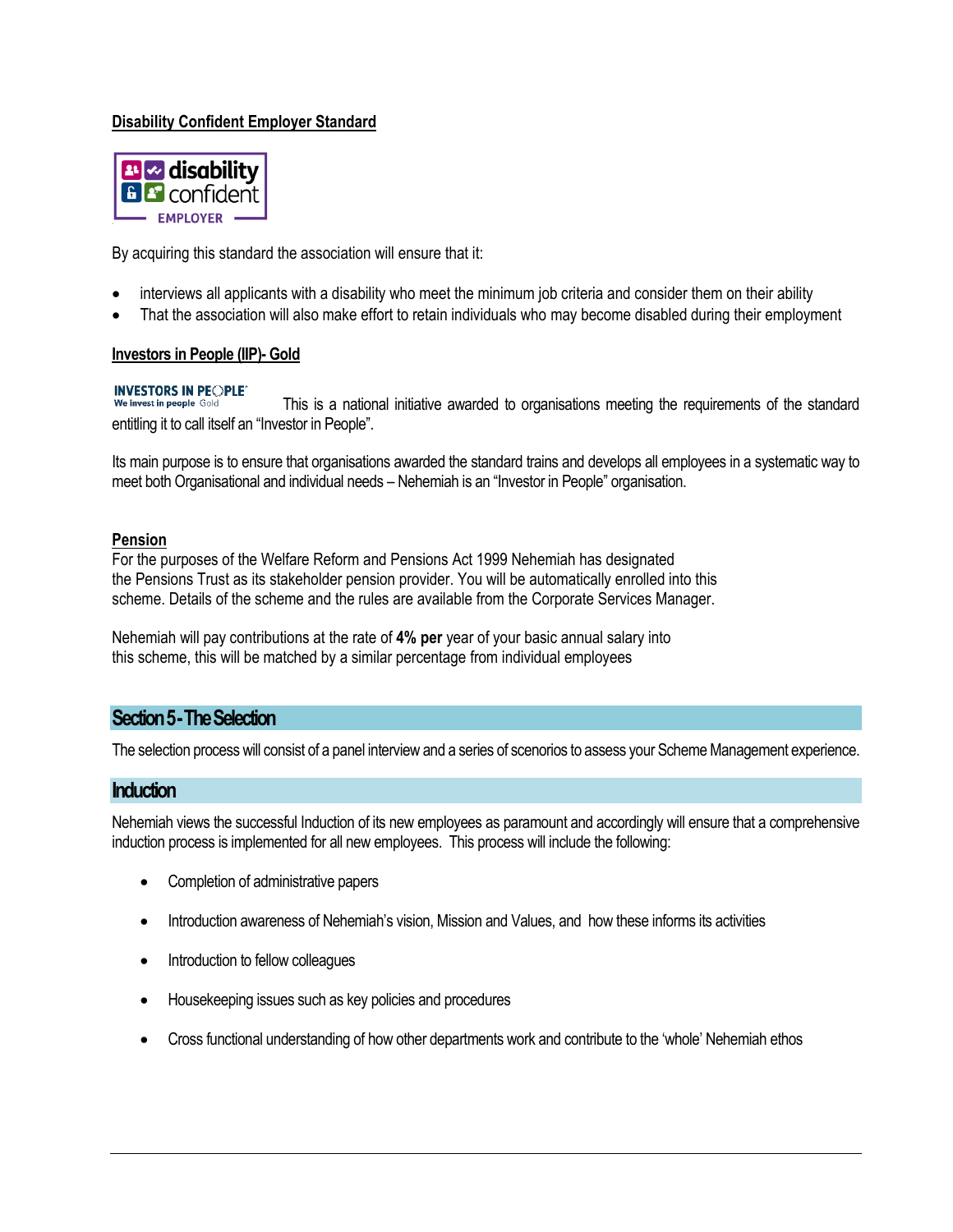**Disability Confident Employer Standard**

disability confident EMPLOYER

By acquiring this standard the association will ensure that it:

- interviews all applicants with a disability who meet the minimum job criteria and consider them on their ability
- That the association will also make effort to retain individuals who may become disabled during their employment

**Investors in People (IIP)- Gold**

INVESTORS IN PEOPLE We invest in people Gold

This is a national initiative awarded to organisations meeting the requirements of the standard entitling it to call itself an "Investor in People".

Its main purpose is to ensure that organisations awarded the standard trains and develops all employees in a systematic way to meet both Organisational and individual needs – Nehemiah is an "Investor in People" organisation.

**Pension**

For the purposes of the Welfare Reform and Pensions Act 1999 Nehemiah has designated the Pensions Trust as its stakeholder pension provider. You will be automatically enrolled into this scheme. Details of the scheme and the rules are available from the Corporate Services Manager.

Nehemiah will pay contributions at the rate of **4% per** year of your basic annual salary into this scheme, this will be matched by a similar percentage from individual employees

## Section 5 - The Selection

The selection process will consist of a panel interview and a series of scenorios to assess your Scheme Management experience.

## Induction

Nehemiah views the successful Induction of its new employees as paramount and accordingly will ensure that a comprehensive induction process is implemented for all new employees. This process will include the following:

- Completion of administrative papers
- Introduction awareness of Nehemiah's vision, Mission and Values, and how these informs its activities
- Introduction to fellow colleagues
- Housekeeping issues such as key policies and procedures
- Cross functional understanding of how other departments work and contribute to the 'whole' Nehemiah ethos